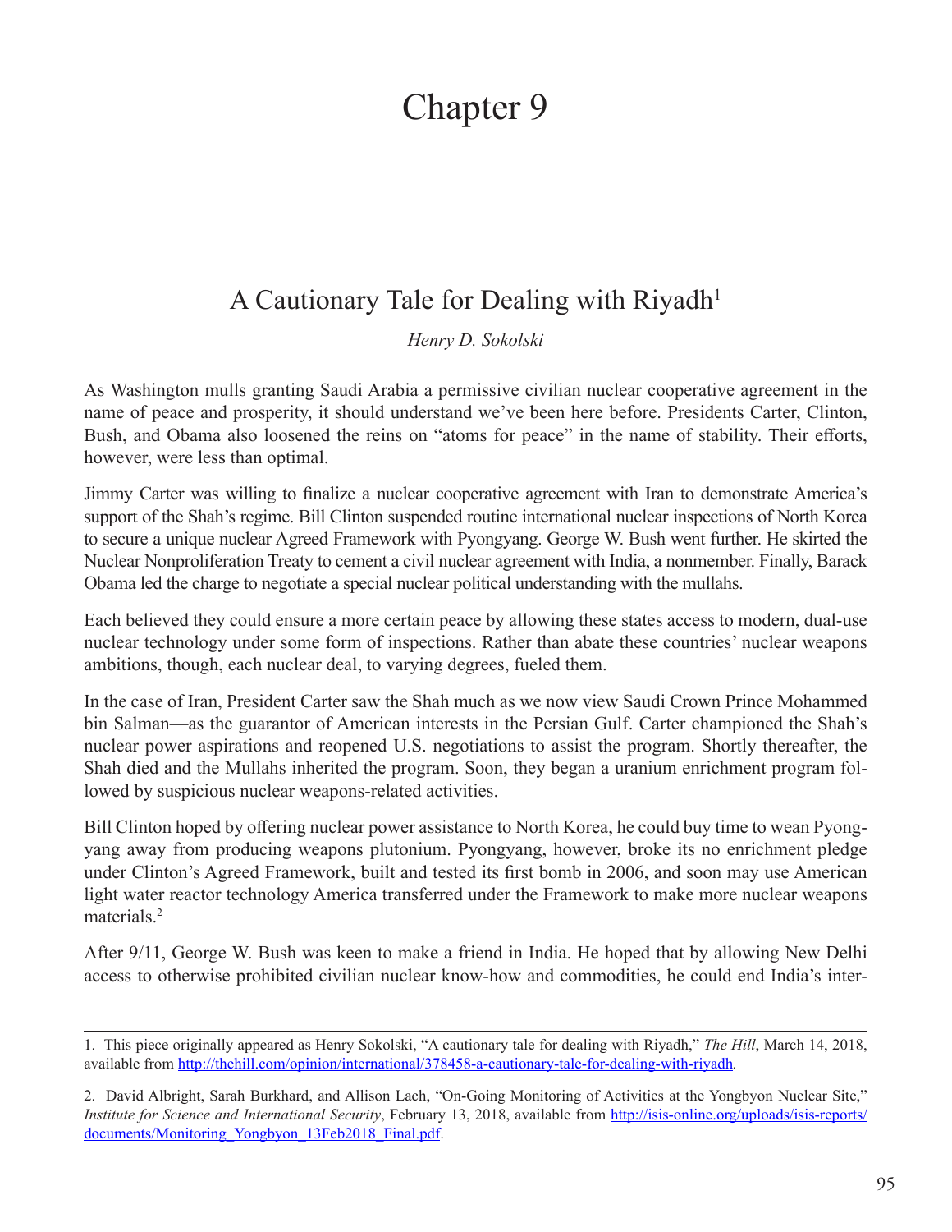# Chapter 9

## A Cautionary Tale for Dealing with Riyadh[1]

*Henry D. Sokolski*

As Washington mulls granting Saudi Arabia a permissive civilian nuclear cooperative agreement in the name of peace and prosperity, it should understand we've been here before. Presidents Carter, Clinton, Bush, and Obama also loosened the reins on "atoms for peace" in the name of stability. Their efforts, however, were less than optimal.

Jimmy Carter was willing to finalize a nuclear cooperative agreement with Iran to demonstrate America's support of the Shah's regime. Bill Clinton suspended routine international nuclear inspections of North Korea to secure a unique nuclear Agreed Framework with Pyongyang. George W. Bush went further. He skirted the Nuclear Nonproliferation Treaty to cement a civil nuclear agreement with India, a nonmember. Finally, Barack Obama led the charge to negotiate a special nuclear political understanding with the mullahs.

Each believed they could ensure a more certain peace by allowing these states access to modern, dual-use nuclear technology under some form of inspections. Rather than abate these countries' nuclear weapons ambitions, though, each nuclear deal, to varying degrees, fueled them.

In the case of Iran, President Carter saw the Shah much as we now view Saudi Crown Prince Mohammed bin Salman—as the guarantor of American interests in the Persian Gulf. Carter championed the Shah's nuclear power aspirations and reopened U.S. negotiations to assist the program. Shortly thereafter, the Shah died and the Mullahs inherited the program. Soon, they began a uranium enrichment program followed by suspicious nuclear weapons-related activities.

Bill Clinton hoped by offering nuclear power assistance to North Korea, he could buy time to wean Pyongyang away from producing weapons plutonium. Pyongyang, however, broke its no enrichment pledge under Clinton's Agreed Framework, built and tested its first bomb in 2006, and soon may use American light water reactor technology America transferred under the Framework to make more nuclear weapons materials.[2]

After 9/11, George W. Bush was keen to make a friend in India. He hoped that by allowing New Delhi access to otherwise prohibited civilian nuclear know-how and commodities, he could end India's inter-

---

1. This piece originally appeared as Henry Sokolski, "A cautionary tale for dealing with Riyadh," *The Hill*, March 14, 2018, available from http://thehill.com/opinion/international/378458-a-cautionary-tale-for-dealing-with-riyadh.

2. David Albright, Sarah Burkhard, and Allison Lach, "On-Going Monitoring of Activities at the Yongbyon Nuclear Site," *Institute for Science and International Security*, February 13, 2018, available from http://isis-online.org/uploads/isis-reports/documents/Monitoring_Yongbyon_13Feb2018_Final.pdf.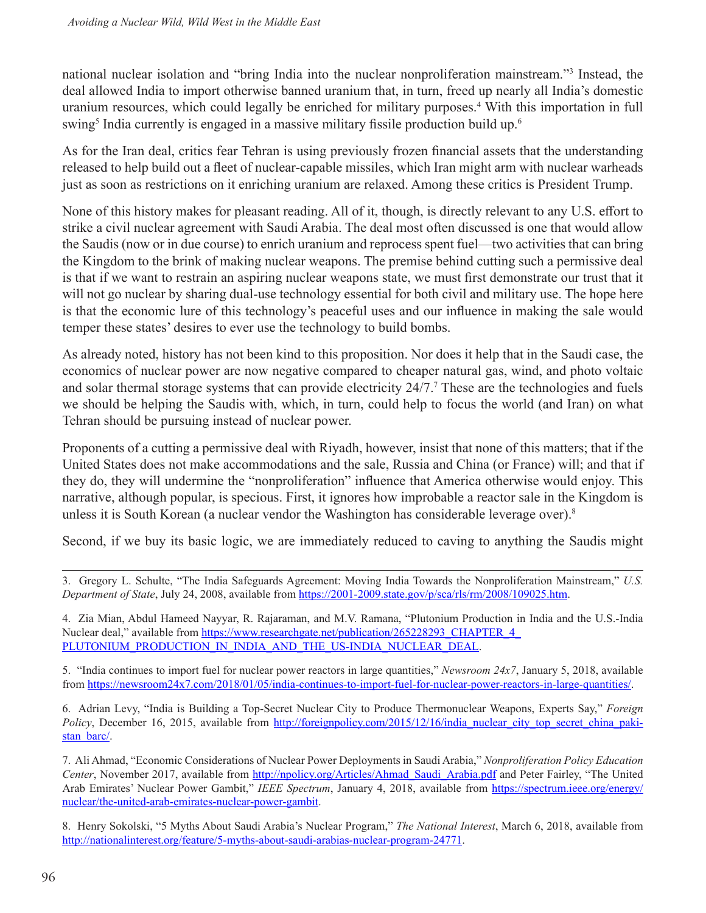national nuclear isolation and "bring India into the nuclear nonproliferation mainstream."[3] Instead, the deal allowed India to import otherwise banned uranium that, in turn, freed up nearly all India's domestic uranium resources, which could legally be enriched for military purposes.[4] With this importation in full swing[5] India currently is engaged in a massive military fissile production build up.[6]

As for the Iran deal, critics fear Tehran is using previously frozen financial assets that the understanding released to help build out a fleet of nuclear-capable missiles, which Iran might arm with nuclear warheads just as soon as restrictions on it enriching uranium are relaxed. Among these critics is President Trump.

None of this history makes for pleasant reading. All of it, though, is directly relevant to any U.S. effort to strike a civil nuclear agreement with Saudi Arabia. The deal most often discussed is one that would allow the Saudis (now or in due course) to enrich uranium and reprocess spent fuel—two activities that can bring the Kingdom to the brink of making nuclear weapons. The premise behind cutting such a permissive deal is that if we want to restrain an aspiring nuclear weapons state, we must first demonstrate our trust that it will not go nuclear by sharing dual-use technology essential for both civil and military use. The hope here is that the economic lure of this technology's peaceful uses and our influence in making the sale would temper these states' desires to ever use the technology to build bombs.

As already noted, history has not been kind to this proposition. Nor does it help that in the Saudi case, the economics of nuclear power are now negative compared to cheaper natural gas, wind, and photo voltaic and solar thermal storage systems that can provide electricity 24/7.[7] These are the technologies and fuels we should be helping the Saudis with, which, in turn, could help to focus the world (and Iran) on what Tehran should be pursuing instead of nuclear power.

Proponents of a cutting a permissive deal with Riyadh, however, insist that none of this matters; that if the United States does not make accommodations and the sale, Russia and China (or France) will; and that if they do, they will undermine the "nonproliferation" influence that America otherwise would enjoy. This narrative, although popular, is specious. First, it ignores how improbable a reactor sale in the Kingdom is unless it is South Korean (a nuclear vendor the Washington has considerable leverage over).[8]

Second, if we buy its basic logic, we are immediately reduced to caving to anything the Saudis might

---

3. Gregory L. Schulte, "The India Safeguards Agreement: Moving India Towards the Nonproliferation Mainstream," *U.S. Department of State*, July 24, 2008, available from https://2001-2009.state.gov/p/sca/rls/rm/2008/109025.htm.

4. Zia Mian, Abdul Hameed Nayyar, R. Rajaraman, and M.V. Ramana, "Plutonium Production in India and the U.S.-India Nuclear deal," available from https://www.researchgate.net/publication/265228293_CHAPTER_4_PLUTONIUM_PRODUCTION_IN_INDIA_AND_THE_US-INDIA_NUCLEAR_DEAL.

5. "India continues to import fuel for nuclear power reactors in large quantities," *Newsroom 24x7*, January 5, 2018, available from https://newsroom24x7.com/2018/01/05/india-continues-to-import-fuel-for-nuclear-power-reactors-in-large-quantities/.

6. Adrian Levy, "India is Building a Top-Secret Nuclear City to Produce Thermonuclear Weapons, Experts Say," *Foreign Policy*, December 16, 2015, available from http://foreignpolicy.com/2015/12/16/india_nuclear_city_top_secret_china_pakistan_barc/.

7. Ali Ahmad, "Economic Considerations of Nuclear Power Deployments in Saudi Arabia," *Nonproliferation Policy Education Center*, November 2017, available from http://npolicy.org/Articles/Ahmad_Saudi_Arabia.pdf and Peter Fairley, "The United Arab Emirates' Nuclear Power Gambit," *IEEE Spectrum*, January 4, 2018, available from https://spectrum.ieee.org/energy/nuclear/the-united-arab-emirates-nuclear-power-gambit.

8. Henry Sokolski, "5 Myths About Saudi Arabia's Nuclear Program," *The National Interest*, March 6, 2018, available from http://nationalinterest.org/feature/5-myths-about-saudi-arabias-nuclear-program-24771.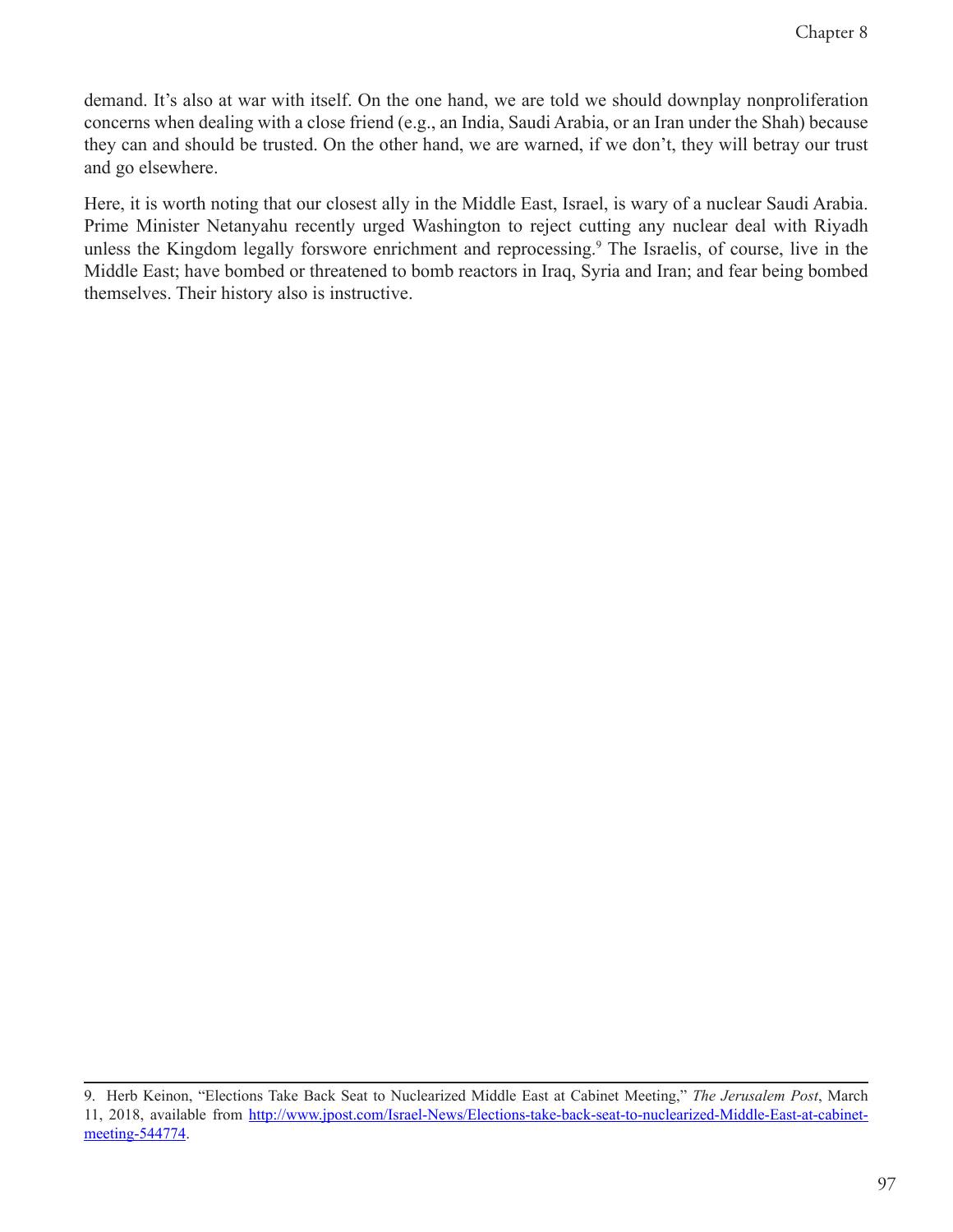demand. It's also at war with itself. On the one hand, we are told we should downplay nonproliferation concerns when dealing with a close friend (e.g., an India, Saudi Arabia, or an Iran under the Shah) because they can and should be trusted. On the other hand, we are warned, if we don't, they will betray our trust and go elsewhere.

Here, it is worth noting that our closest ally in the Middle East, Israel, is wary of a nuclear Saudi Arabia. Prime Minister Netanyahu recently urged Washington to reject cutting any nuclear deal with Riyadh unless the Kingdom legally forswore enrichment and reprocessing.[9] The Israelis, of course, live in the Middle East; have bombed or threatened to bomb reactors in Iraq, Syria and Iran; and fear being bombed themselves. Their history also is instructive.

---

9. Herb Keinon, "Elections Take Back Seat to Nuclearized Middle East at Cabinet Meeting," *The Jerusalem Post*, March 11, 2018, available from http://www.jpost.com/Israel-News/Elections-take-back-seat-to-nuclearized-Middle-East-at-cabinet-meeting-544774.